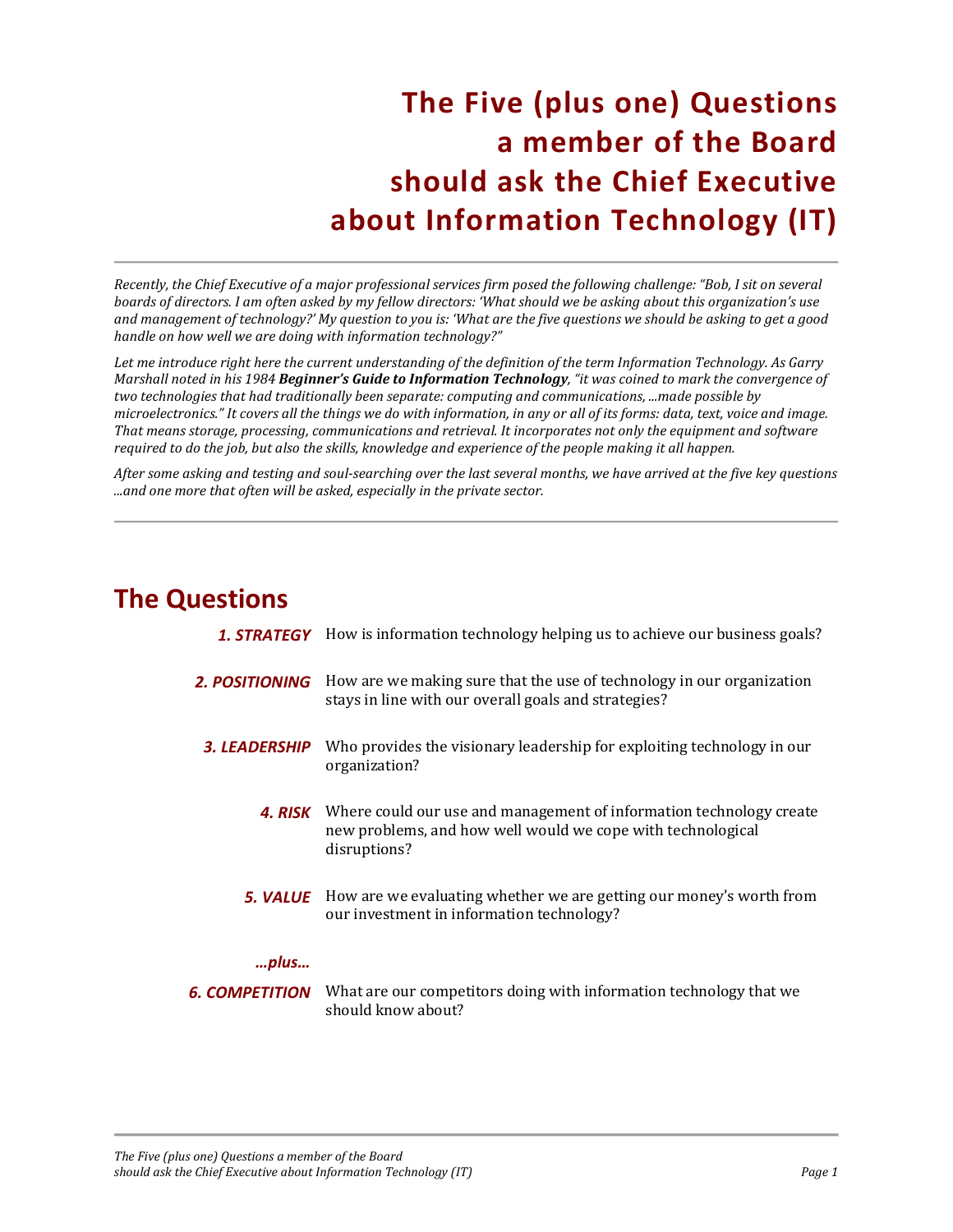# The Five (plus one) Questions a member of the Board should ask the Chief Executive about Information Technology (IT)

*Recently, the Chief Executive of a major professional services firm posed the following challenge: "Bob, I sit on several boards of directors. I am often asked by my fellow directors: 'What should we be asking about this organization's use and management of technology?' My question to you is: 'What are the five questions we should be asking to get a good handle on how well we are doing with information technology?"*

*Let me introduce right here the current understanding of the definition of the term Information Technology. As Garry Marshall noted in his 1984* ***Beginner's Guide to Information Technology****, "it was coined to mark the convergence of two technologies that had traditionally been separate: computing and communications, ...made possible by microelectronics." It covers all the things we do with information, in any or all of its forms: data, text, voice and image. That means storage, processing, communications and retrieval. It incorporates not only the equipment and software required to do the job, but also the skills, knowledge and experience of the people making it all happen.*

*After some asking and testing and soul-searching over the last several months, we have arrived at the five key questions ...and one more that often will be asked, especially in the private sector.*

## The Questions

***1. STRATEGY*** How is information technology helping us to achieve our business goals?

***2. POSITIONING*** How are we making sure that the use of technology in our organization stays in line with our overall goals and strategies?

***3. LEADERSHIP*** Who provides the visionary leadership for exploiting technology in our organization?

***4. RISK*** Where could our use and management of information technology create new problems, and how well would we cope with technological disruptions?

***5. VALUE*** How are we evaluating whether we are getting our money's worth from our investment in information technology?

***...plus...***

***6. COMPETITION*** What are our competitors doing with information technology that we should know about?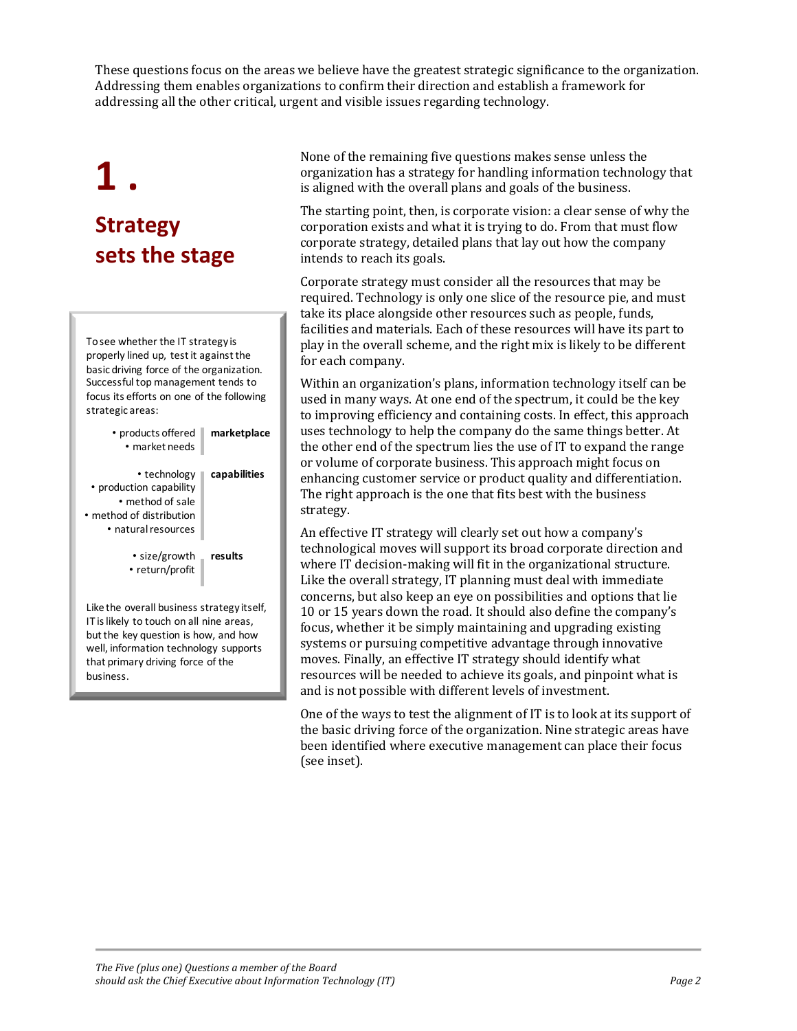These questions focus on the areas we believe have the greatest strategic significance to the organization. Addressing them enables organizations to confirm their direction and establish a framework for addressing all the other critical, urgent and visible issues regarding technology.

# 1.

## Strategy sets the stage

None of the remaining five questions makes sense unless the organization has a strategy for handling information technology that is aligned with the overall plans and goals of the business.

The starting point, then, is corporate vision: a clear sense of why the corporation exists and what it is trying to do. From that must flow corporate strategy, detailed plans that lay out how the company intends to reach its goals.

Corporate strategy must consider all the resources that may be required. Technology is only one slice of the resource pie, and must take its place alongside other resources such as people, funds, facilities and materials. Each of these resources will have its part to play in the overall scheme, and the right mix is likely to be different for each company.

Within an organization's plans, information technology itself can be used in many ways. At one end of the spectrum, it could be the key to improving efficiency and containing costs. In effect, this approach uses technology to help the company do the same things better. At the other end of the spectrum lies the use of IT to expand the range or volume of corporate business. This approach might focus on enhancing customer service or product quality and differentiation. The right approach is the one that fits best with the business strategy.

An effective IT strategy will clearly set out how a company's technological moves will support its broad corporate direction and where IT decision-making will fit in the organizational structure. Like the overall strategy, IT planning must deal with immediate concerns, but also keep an eye on possibilities and options that lie 10 or 15 years down the road. It should also define the company's focus, whether it be simply maintaining and upgrading existing systems or pursuing competitive advantage through innovative moves. Finally, an effective IT strategy should identify what resources will be needed to achieve its goals, and pinpoint what is and is not possible with different levels of investment.

One of the ways to test the alignment of IT is to look at its support of the basic driving force of the organization. Nine strategic areas have been identified where executive management can place their focus (see inset).

> To see whether the IT strategy is properly lined up, test it against the basic driving force of the organization. Successful top management tends to focus its efforts on one of the following strategic areas:
>
> **marketplace**
> - products offered
> - market needs
>
> **capabilities**
> - technology
> - production capability
> - method of sale
> - method of distribution
> - natural resources
>
> **results**
> - size/growth
> - return/profit
>
> Like the overall business strategy itself, IT is likely to touch on all nine areas, but the key question is how, and how well, information technology supports that primary driving force of the business.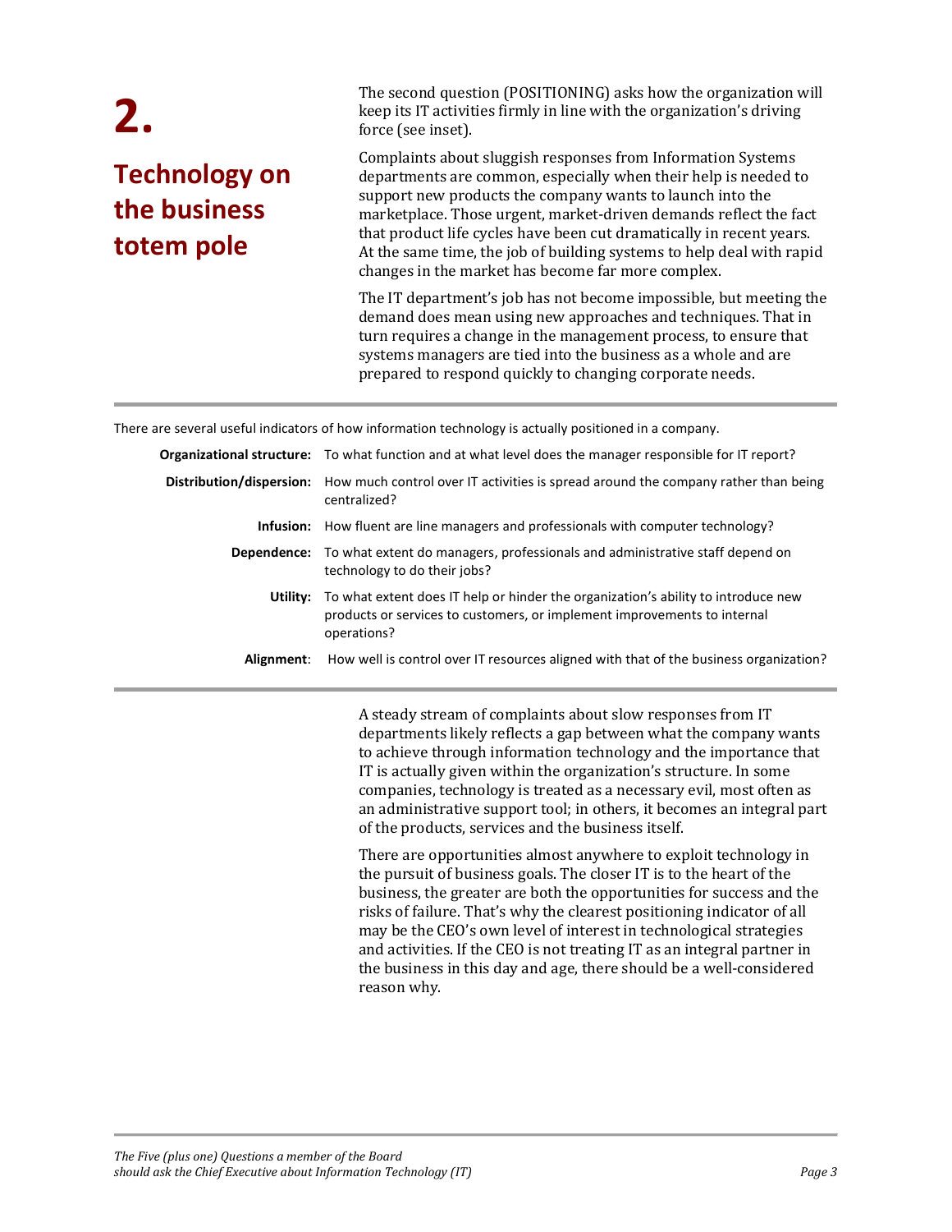# 2.

## Technology on the business totem pole

The second question (POSITIONING) asks how the organization will keep its IT activities firmly in line with the organization's driving force (see inset).

Complaints about sluggish responses from Information Systems departments are common, especially when their help is needed to support new products the company wants to launch into the marketplace. Those urgent, market-driven demands reflect the fact that product life cycles have been cut dramatically in recent years. At the same time, the job of building systems to help deal with rapid changes in the market has become far more complex.

The IT department's job has not become impossible, but meeting the demand does mean using new approaches and techniques. That in turn requires a change in the management process, to ensure that systems managers are tied into the business as a whole and are prepared to respond quickly to changing corporate needs.

---

There are several useful indicators of how information technology is actually positioned in a company.

**Organizational structure:** To what function and at what level does the manager responsible for IT report?

**Distribution/dispersion:** How much control over IT activities is spread around the company rather than being centralized?

**Infusion:** How fluent are line managers and professionals with computer technology?

**Dependence:** To what extent do managers, professionals and administrative staff depend on technology to do their jobs?

**Utility:** To what extent does IT help or hinder the organization's ability to introduce new products or services to customers, or implement improvements to internal operations?

**Alignment**: How well is control over IT resources aligned with that of the business organization?

---

A steady stream of complaints about slow responses from IT departments likely reflects a gap between what the company wants to achieve through information technology and the importance that IT is actually given within the organization's structure. In some companies, technology is treated as a necessary evil, most often as an administrative support tool; in others, it becomes an integral part of the products, services and the business itself.

There are opportunities almost anywhere to exploit technology in the pursuit of business goals. The closer IT is to the heart of the business, the greater are both the opportunities for success and the risks of failure. That's why the clearest positioning indicator of all may be the CEO's own level of interest in technological strategies and activities. If the CEO is not treating IT as an integral partner in the business in this day and age, there should be a well-considered reason why.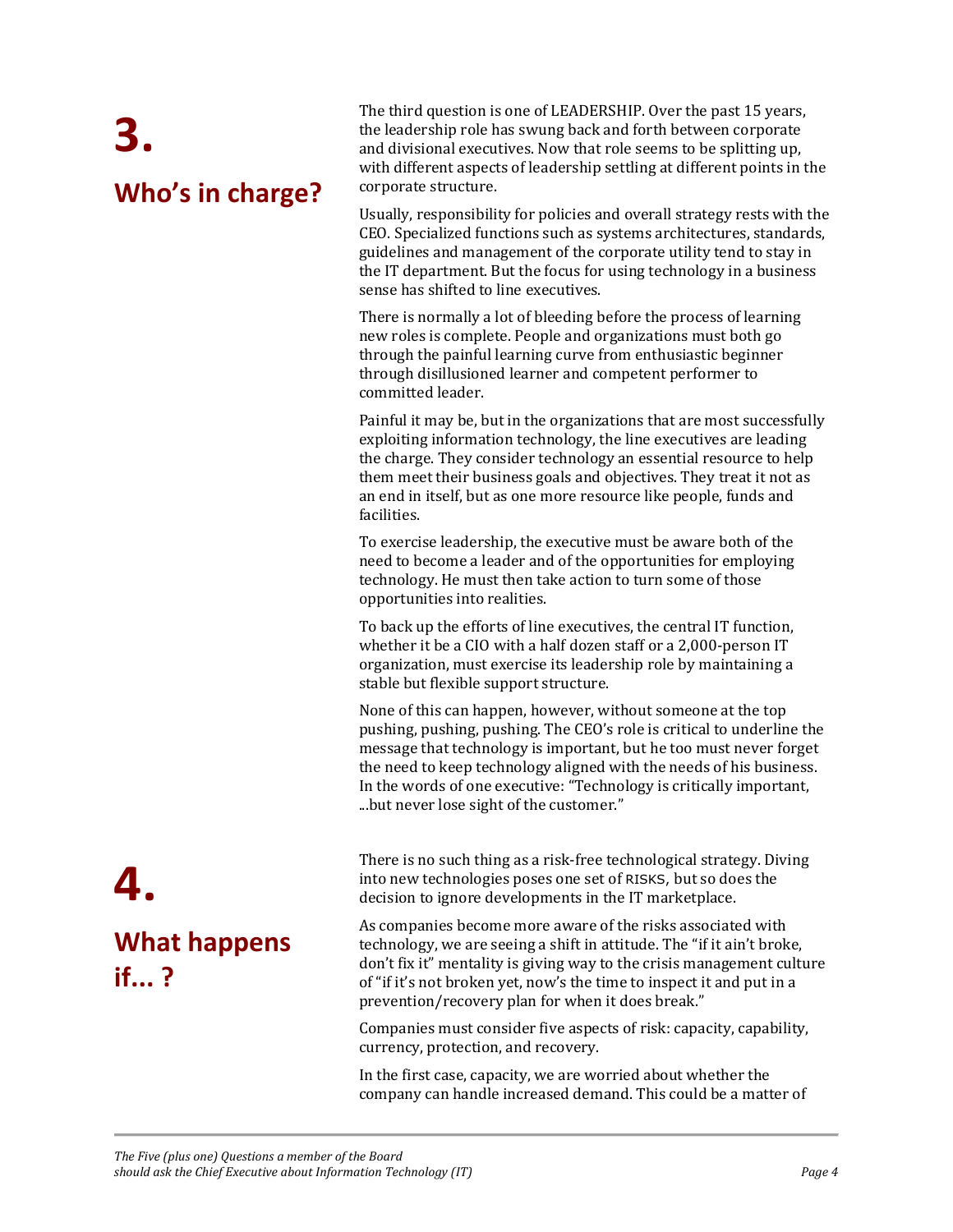## 3. Who's in charge?

The third question is one of LEADERSHIP. Over the past 15 years, the leadership role has swung back and forth between corporate and divisional executives. Now that role seems to be splitting up, with different aspects of leadership settling at different points in the corporate structure.

Usually, responsibility for policies and overall strategy rests with the CEO. Specialized functions such as systems architectures, standards, guidelines and management of the corporate utility tend to stay in the IT department. But the focus for using technology in a business sense has shifted to line executives.

There is normally a lot of bleeding before the process of learning new roles is complete. People and organizations must both go through the painful learning curve from enthusiastic beginner through disillusioned learner and competent performer to committed leader.

Painful it may be, but in the organizations that are most successfully exploiting information technology, the line executives are leading the charge. They consider technology an essential resource to help them meet their business goals and objectives. They treat it not as an end in itself, but as one more resource like people, funds and facilities.

To exercise leadership, the executive must be aware both of the need to become a leader and of the opportunities for employing technology. He must then take action to turn some of those opportunities into realities.

To back up the efforts of line executives, the central IT function, whether it be a CIO with a half dozen staff or a 2,000-person IT organization, must exercise its leadership role by maintaining a stable but flexible support structure.

None of this can happen, however, without someone at the top pushing, pushing, pushing. The CEO's role is critical to underline the message that technology is important, but he too must never forget the need to keep technology aligned with the needs of his business. In the words of one executive: "Technology is critically important, ...but never lose sight of the customer."

## 4. What happens if... ?

There is no such thing as a risk-free technological strategy. Diving into new technologies poses one set of RISKS, but so does the decision to ignore developments in the IT marketplace.

As companies become more aware of the risks associated with technology, we are seeing a shift in attitude. The "if it ain't broke, don't fix it" mentality is giving way to the crisis management culture of "if it's not broken yet, now's the time to inspect it and put in a prevention/recovery plan for when it does break."

Companies must consider five aspects of risk: capacity, capability, currency, protection, and recovery.

In the first case, capacity, we are worried about whether the company can handle increased demand. This could be a matter of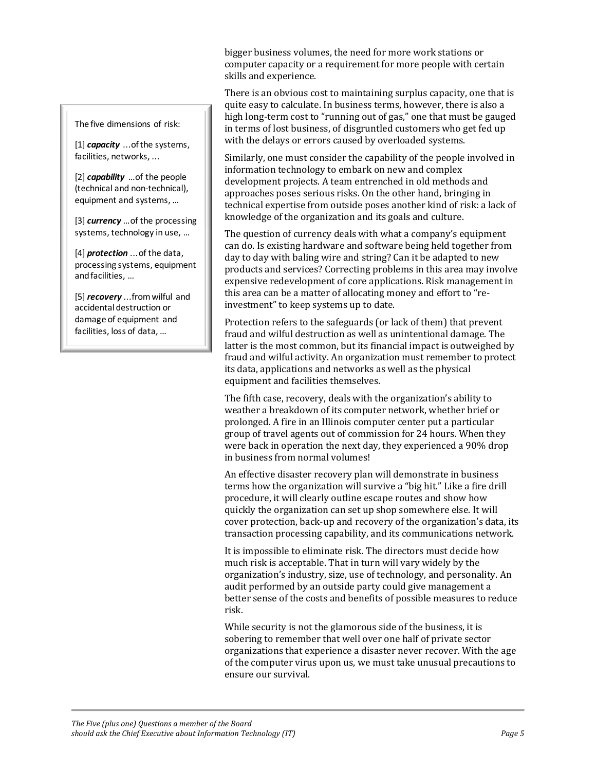bigger business volumes, the need for more work stations or computer capacity or a requirement for more people with certain skills and experience.

> The five dimensions of risk:
>
> [1] ***capacity*** …of the systems, facilities, networks, …
>
> [2] ***capability*** …of the people (technical and non-technical), equipment and systems, …
>
> [3] ***currency*** …of the processing systems, technology in use, …
>
> [4] ***protection*** …of the data, processing systems, equipment and facilities, …
>
> [5] ***recovery*** …from wilful and accidental destruction or damage of equipment and facilities, loss of data, …

There is an obvious cost to maintaining surplus capacity, one that is quite easy to calculate. In business terms, however, there is also a high long-term cost to "running out of gas," one that must be gauged in terms of lost business, of disgruntled customers who get fed up with the delays or errors caused by overloaded systems.

Similarly, one must consider the capability of the people involved in information technology to embark on new and complex development projects. A team entrenched in old methods and approaches poses serious risks. On the other hand, bringing in technical expertise from outside poses another kind of risk: a lack of knowledge of the organization and its goals and culture.

The question of currency deals with what a company's equipment can do. Is existing hardware and software being held together from day to day with baling wire and string? Can it be adapted to new products and services? Correcting problems in this area may involve expensive redevelopment of core applications. Risk management in this area can be a matter of allocating money and effort to "re-investment" to keep systems up to date.

Protection refers to the safeguards (or lack of them) that prevent fraud and wilful destruction as well as unintentional damage. The latter is the most common, but its financial impact is outweighed by fraud and wilful activity. An organization must remember to protect its data, applications and networks as well as the physical equipment and facilities themselves.

The fifth case, recovery, deals with the organization's ability to weather a breakdown of its computer network, whether brief or prolonged. A fire in an Illinois computer center put a particular group of travel agents out of commission for 24 hours. When they were back in operation the next day, they experienced a 90% drop in business from normal volumes!

An effective disaster recovery plan will demonstrate in business terms how the organization will survive a "big hit." Like a fire drill procedure, it will clearly outline escape routes and show how quickly the organization can set up shop somewhere else. It will cover protection, back-up and recovery of the organization's data, its transaction processing capability, and its communications network.

It is impossible to eliminate risk. The directors must decide how much risk is acceptable. That in turn will vary widely by the organization's industry, size, use of technology, and personality. An audit performed by an outside party could give management a better sense of the costs and benefits of possible measures to reduce risk.

While security is not the glamorous side of the business, it is sobering to remember that well over one half of private sector organizations that experience a disaster never recover. With the age of the computer virus upon us, we must take unusual precautions to ensure our survival.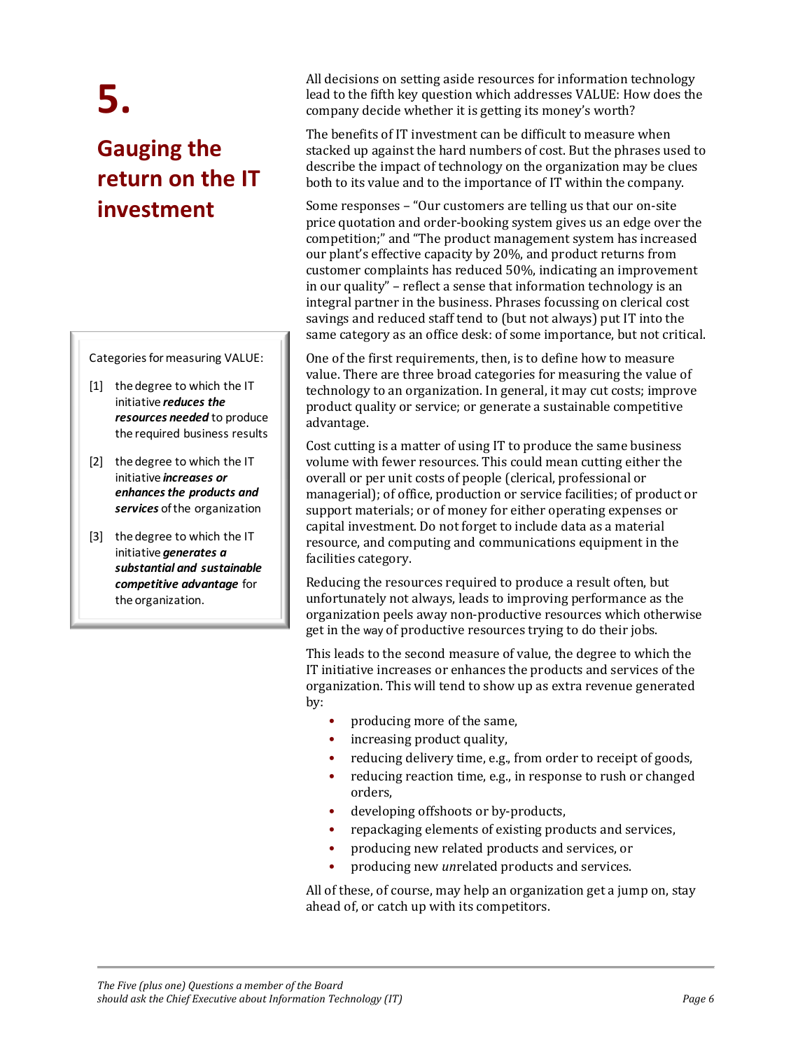# 5.

## Gauging the return on the IT investment

All decisions on setting aside resources for information technology lead to the fifth key question which addresses VALUE: How does the company decide whether it is getting its money's worth?

The benefits of IT investment can be difficult to measure when stacked up against the hard numbers of cost. But the phrases used to describe the impact of technology on the organization may be clues both to its value and to the importance of IT within the company.

Some responses – "Our customers are telling us that our on-site price quotation and order-booking system gives us an edge over the competition;" and "The product management system has increased our plant's effective capacity by 20%, and product returns from customer complaints has reduced 50%, indicating an improvement in our quality" – reflect a sense that information technology is an integral partner in the business. Phrases focussing on clerical cost savings and reduced staff tend to (but not always) put IT into the same category as an office desk: of some importance, but not critical.

> Categories for measuring VALUE:
>
> [1] the degree to which the IT initiative ***reduces the resources needed*** to produce the required business results
>
> [2] the degree to which the IT initiative ***increases or enhances the products and services*** of the organization
>
> [3] the degree to which the IT initiative ***generates a substantial and sustainable competitive advantage*** for the organization.

One of the first requirements, then, is to define how to measure value. There are three broad categories for measuring the value of technology to an organization. In general, it may cut costs; improve product quality or service; or generate a sustainable competitive advantage.

Cost cutting is a matter of using IT to produce the same business volume with fewer resources. This could mean cutting either the overall or per unit costs of people (clerical, professional or managerial); of office, production or service facilities; of product or support materials; or of money for either operating expenses or capital investment. Do not forget to include data as a material resource, and computing and communications equipment in the facilities category.

Reducing the resources required to produce a result often, but unfortunately not always, leads to improving performance as the organization peels away non-productive resources which otherwise get in the way of productive resources trying to do their jobs.

This leads to the second measure of value, the degree to which the IT initiative increases or enhances the products and services of the organization. This will tend to show up as extra revenue generated by:

- producing more of the same,
- increasing product quality,
- reducing delivery time, e.g., from order to receipt of goods,
- reducing reaction time, e.g., in response to rush or changed orders,
- developing offshoots or by-products,
- repackaging elements of existing products and services,
- producing new related products and services, or
- producing new *un*related products and services.

All of these, of course, may help an organization get a jump on, stay ahead of, or catch up with its competitors.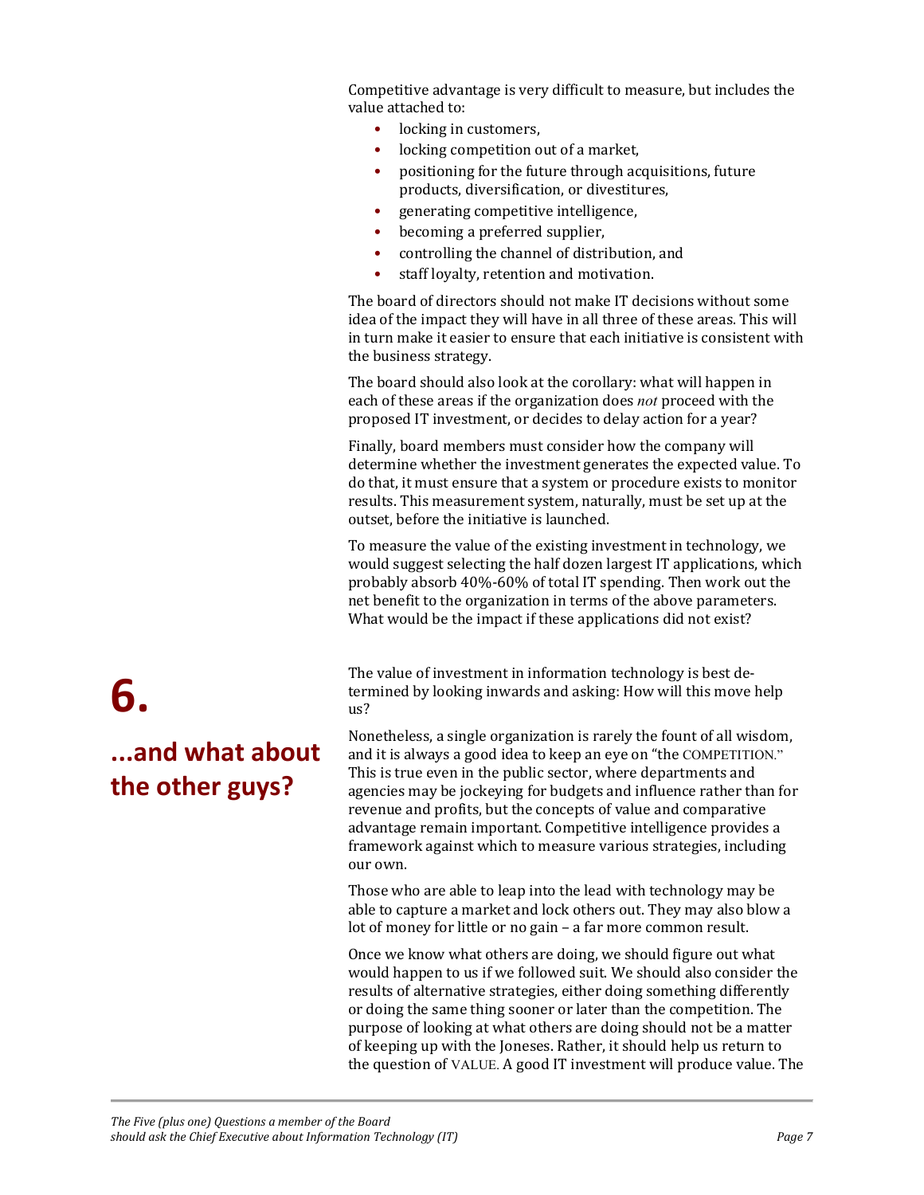Competitive advantage is very difficult to measure, but includes the value attached to:

- locking in customers,
- locking competition out of a market,
- positioning for the future through acquisitions, future products, diversification, or divestitures,
- generating competitive intelligence,
- becoming a preferred supplier,
- controlling the channel of distribution, and
- staff loyalty, retention and motivation.

The board of directors should not make IT decisions without some idea of the impact they will have in all three of these areas. This will in turn make it easier to ensure that each initiative is consistent with the business strategy.

The board should also look at the corollary: what will happen in each of these areas if the organization does *not* proceed with the proposed IT investment, or decides to delay action for a year?

Finally, board members must consider how the company will determine whether the investment generates the expected value. To do that, it must ensure that a system or procedure exists to monitor results. This measurement system, naturally, must be set up at the outset, before the initiative is launched.

To measure the value of the existing investment in technology, we would suggest selecting the half dozen largest IT applications, which probably absorb 40%-60% of total IT spending. Then work out the net benefit to the organization in terms of the above parameters. What would be the impact if these applications did not exist?

# 6.

## ...and what about the other guys?

The value of investment in information technology is best determined by looking inwards and asking: How will this move help us?

Nonetheless, a single organization is rarely the fount of all wisdom, and it is always a good idea to keep an eye on "the COMPETITION." This is true even in the public sector, where departments and agencies may be jockeying for budgets and influence rather than for revenue and profits, but the concepts of value and comparative advantage remain important. Competitive intelligence provides a framework against which to measure various strategies, including our own.

Those who are able to leap into the lead with technology may be able to capture a market and lock others out. They may also blow a lot of money for little or no gain – a far more common result.

Once we know what others are doing, we should figure out what would happen to us if we followed suit. We should also consider the results of alternative strategies, either doing something differently or doing the same thing sooner or later than the competition. The purpose of looking at what others are doing should not be a matter of keeping up with the Joneses. Rather, it should help us return to the question of VALUE. A good IT investment will produce value. The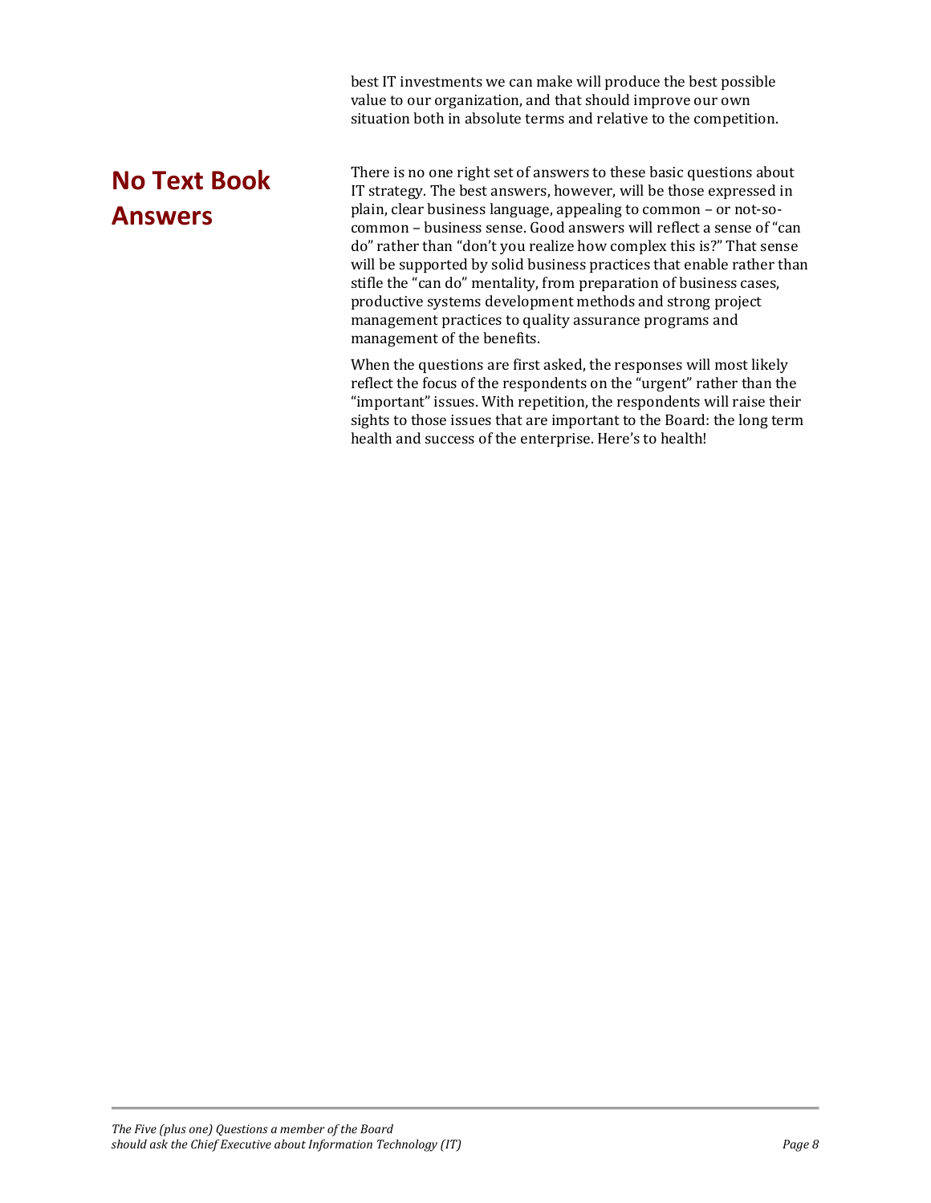best IT investments we can make will produce the best possible value to our organization, and that should improve our own situation both in absolute terms and relative to the competition.

## No Text Book Answers

There is no one right set of answers to these basic questions about IT strategy. The best answers, however, will be those expressed in plain, clear business language, appealing to common – or not-so-common – business sense. Good answers will reflect a sense of "can do" rather than "don't you realize how complex this is?" That sense will be supported by solid business practices that enable rather than stifle the "can do" mentality, from preparation of business cases, productive systems development methods and strong project management practices to quality assurance programs and management of the benefits.

When the questions are first asked, the responses will most likely reflect the focus of the respondents on the "urgent" rather than the "important" issues. With repetition, the respondents will raise their sights to those issues that are important to the Board: the long term health and success of the enterprise. Here's to health!